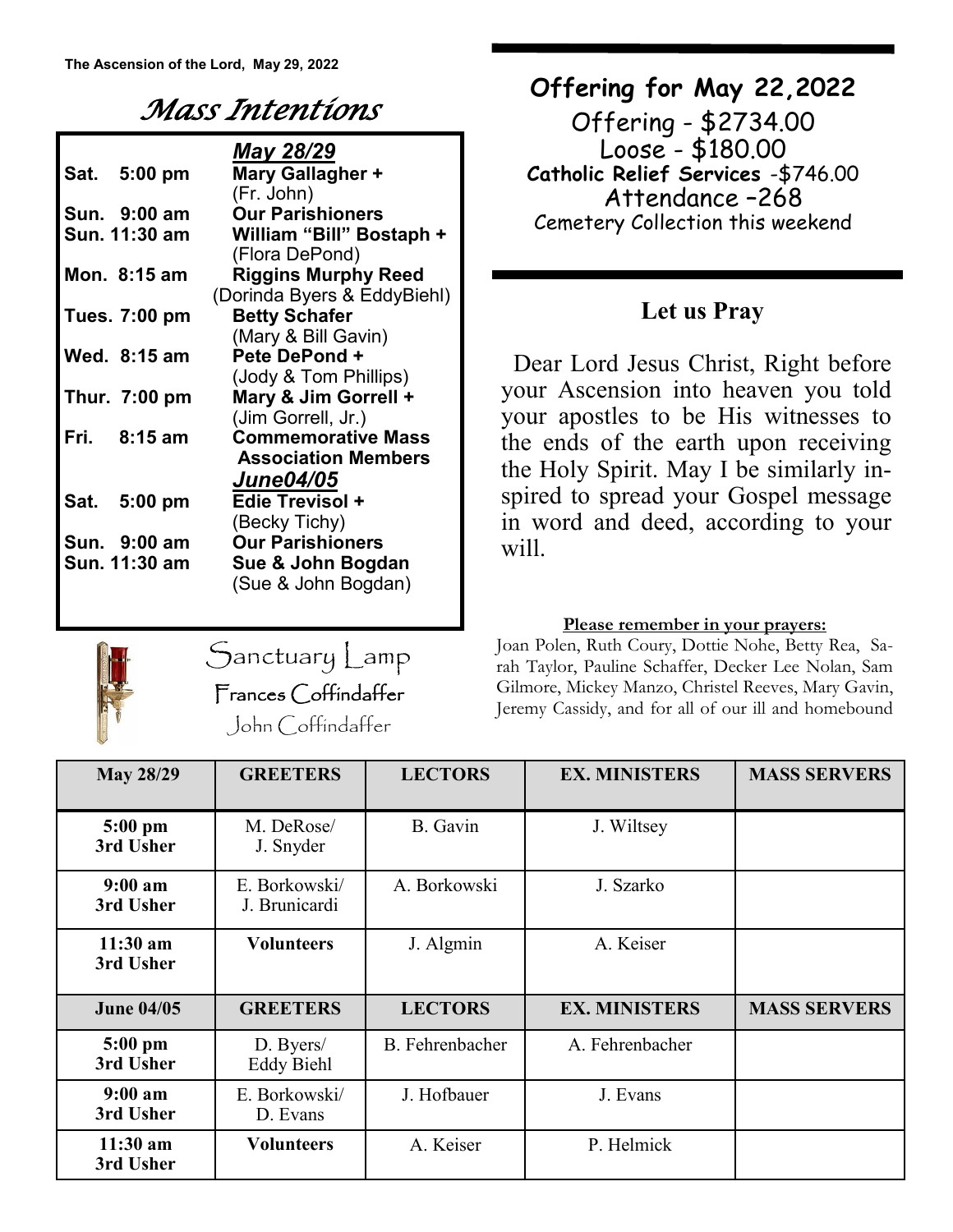The Ascension of the Lord, May 29, 2022

# *Mass Intentions*

| | ***May 28/29*** |
|---|---|
| **Sat. 5:00 pm** | **Mary Gallagher +** (Fr. John) |
| **Sun. 9:00 am** | **Our Parishioners** |
| **Sun. 11:30 am** | **William "Bill" Bostaph +** (Flora DePond) |
| **Mon. 8:15 am** | **Riggins Murphy Reed** (Dorinda Byers & EddyBiehl) |
| **Tues. 7:00 pm** | **Betty Schafer** (Mary & Bill Gavin) |
| **Wed. 8:15 am** | **Pete DePond +** (Jody & Tom Phillips) |
| **Thur. 7:00 pm** | **Mary & Jim Gorrell +** (Jim Gorrell, Jr.) |
| **Fri. 8:15 am** | **Commemorative Mass Association Members** |
| | ***June04/05*** |
| **Sat. 5:00 pm** | **Edie Trevisol +** (Becky Tichy) |
| **Sun. 9:00 am** | **Our Parishioners** |
| **Sun. 11:30 am** | **Sue & John Bogdan** (Sue & John Bogdan) |

## Sanctuary Lamp

Frances Coffindaffer

John Coffindaffer

## Offering for May 22,2022

Offering - $2734.00

Loose - $180.00

**Catholic Relief Services** -$746.00

Attendance –268

Cemetery Collection this weekend

## Let us Pray

Dear Lord Jesus Christ, Right before your Ascension into heaven you told your apostles to be His witnesses to the ends of the earth upon receiving the Holy Spirit. May I be similarly inspired to spread your Gospel message in word and deed, according to your will.

**Please remember in your prayers:**

Joan Polen, Ruth Coury, Dottie Nohe, Betty Rea, Sarah Taylor, Pauline Schaffer, Decker Lee Nolan, Sam Gilmore, Mickey Manzo, Christel Reeves, Mary Gavin, Jeremy Cassidy, and for all of our ill and homebound

| May 28/29 | GREETERS | LECTORS | EX. MINISTERS | MASS SERVERS |
|---|---|---|---|---|
| **5:00 pm 3rd Usher** | M. DeRose/ J. Snyder | B. Gavin | J. Wiltsey | |
| **9:00 am 3rd Usher** | E. Borkowski/ J. Brunicardi | A. Borkowski | J. Szarko | |
| **11:30 am 3rd Usher** | **Volunteers** | J. Algmin | A. Keiser | |
| **June 04/05** | **GREETERS** | **LECTORS** | **EX. MINISTERS** | **MASS SERVERS** |
| **5:00 pm 3rd Usher** | D. Byers/ Eddy Biehl | B. Fehrenbacher | A. Fehrenbacher | |
| **9:00 am 3rd Usher** | E. Borkowski/ D. Evans | J. Hofbauer | J. Evans | |
| **11:30 am 3rd Usher** | **Volunteers** | A. Keiser | P. Helmick | |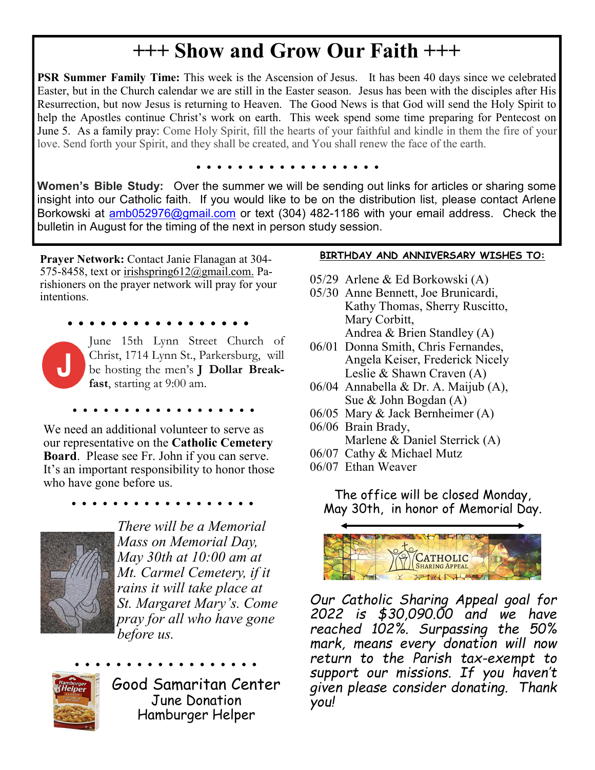# +++ Show and Grow Our Faith +++

**PSR Summer Family Time:** This week is the Ascension of Jesus. It has been 40 days since we celebrated Easter, but in the Church calendar we are still in the Easter season. Jesus has been with the disciples after His Resurrection, but now Jesus is returning to Heaven. The Good News is that God will send the Holy Spirit to help the Apostles continue Christ's work on earth. This week spend some time preparing for Pentecost on June 5. As a family pray: Come Holy Spirit, fill the hearts of your faithful and kindle in them the fire of your love. Send forth your Spirit, and they shall be created, and You shall renew the face of the earth.

• • • • • • • • • • • • • • • • • •

**Women's Bible Study:** Over the summer we will be sending out links for articles or sharing some insight into our Catholic faith. If you would like to be on the distribution list, please contact Arlene Borkowski at amb052976@gmail.com or text (304) 482-1186 with your email address. Check the bulletin in August for the timing of the next in person study session.

**Prayer Network:** Contact Janie Flanagan at 304-575-8458, text or irishspring612@gmail.com. Parishioners on the prayer network will pray for your intentions.

• • • • • • • • • • • • • • • • • •

June 15th Lynn Street Church of Christ, 1714 Lynn St., Parkersburg, will be hosting the men's **J Dollar Breakfast**, starting at 9:00 am.

• • • • • • • • • • • • • • • • • •

We need an additional volunteer to serve as our representative on the **Catholic Cemetery Board**. Please see Fr. John if you can serve. It's an important responsibility to honor those who have gone before us.

• • • • • • • • • • • • • • • • • •

*There will be a Memorial Mass on Memorial Day, May 30th at 10:00 am at Mt. Carmel Cemetery, if it rains it will take place at St. Margaret Mary's. Come pray for all who have gone before us.*

• • • • • • • • • • • • • • • • • •

Good Samaritan Center
June Donation
Hamburger Helper

**BIRTHDAY AND ANNIVERSARY WISHES TO:**

- 05/29 Arlene & Ed Borkowski (A)
- 05/30 Anne Bennett, Joe Brunicardi, Kathy Thomas, Sherry Ruscitto, Mary Corbitt, Andrea & Brien Standley (A)
- 06/01 Donna Smith, Chris Fernandes, Angela Keiser, Frederick Nicely Leslie & Shawn Craven (A)
- 06/04 Annabella & Dr. A. Maijub (A), Sue & John Bogdan (A)
- 06/05 Mary & Jack Bernheimer (A)
- 06/06 Brain Brady, Marlene & Daniel Sterrick (A)
- 06/07 Cathy & Michael Mutz
- 06/07 Ethan Weaver

The office will be closed Monday, May 30th, in honor of Memorial Day.

*Our Catholic Sharing Appeal goal for 2022 is $30,090.00 and we have reached 102%. Surpassing the 50% mark, means every donation will now return to the Parish tax-exempt to support our missions. If you haven't given please consider donating. Thank you!*